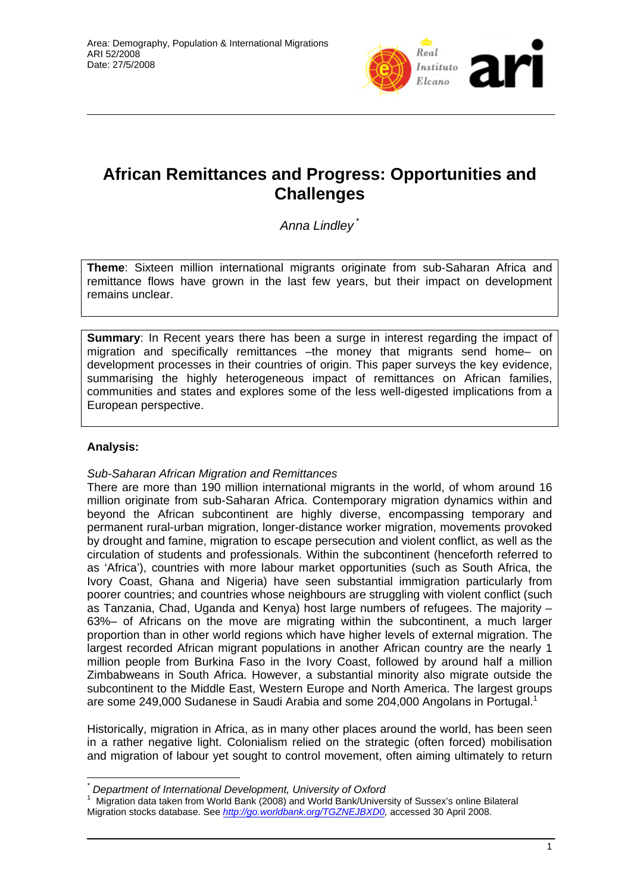Area: Demography, Population & International Migrations
ARI 52/2008
Date: 27/5/2008

# African Remittances and Progress: Opportunities and Challenges

*Anna Lindley* [*]

**Theme**: Sixteen million international migrants originate from sub-Saharan Africa and remittance flows have grown in the last few years, but their impact on development remains unclear.

**Summary**: In Recent years there has been a surge in interest regarding the impact of migration and specifically remittances –the money that migrants send home– on development processes in their countries of origin. This paper surveys the key evidence, summarising the highly heterogeneous impact of remittances on African families, communities and states and explores some of the less well-digested implications from a European perspective.

**Analysis:**

*Sub-Saharan African Migration and Remittances*

There are more than 190 million international migrants in the world, of whom around 16 million originate from sub-Saharan Africa. Contemporary migration dynamics within and beyond the African subcontinent are highly diverse, encompassing temporary and permanent rural-urban migration, longer-distance worker migration, movements provoked by drought and famine, migration to escape persecution and violent conflict, as well as the circulation of students and professionals. Within the subcontinent (henceforth referred to as 'Africa'), countries with more labour market opportunities (such as South Africa, the Ivory Coast, Ghana and Nigeria) have seen substantial immigration particularly from poorer countries; and countries whose neighbours are struggling with violent conflict (such as Tanzania, Chad, Uganda and Kenya) host large numbers of refugees. The majority –63%– of Africans on the move are migrating within the subcontinent, a much larger proportion than in other world regions which have higher levels of external migration. The largest recorded African migrant populations in another African country are the nearly 1 million people from Burkina Faso in the Ivory Coast, followed by around half a million Zimbabweans in South Africa. However, a substantial minority also migrate outside the subcontinent to the Middle East, Western Europe and North America. The largest groups are some 249,000 Sudanese in Saudi Arabia and some 204,000 Angolans in Portugal.[1]

Historically, migration in Africa, as in many other places around the world, has been seen in a rather negative light. Colonialism relied on the strategic (often forced) mobilisation and migration of labour yet sought to control movement, often aiming ultimately to return

---

[*] *Department of International Development, University of Oxford*

[1] Migration data taken from World Bank (2008) and World Bank/University of Sussex's online Bilateral Migration stocks database. See *http://go.worldbank.org/TGZNEJBXD0*, accessed 30 April 2008.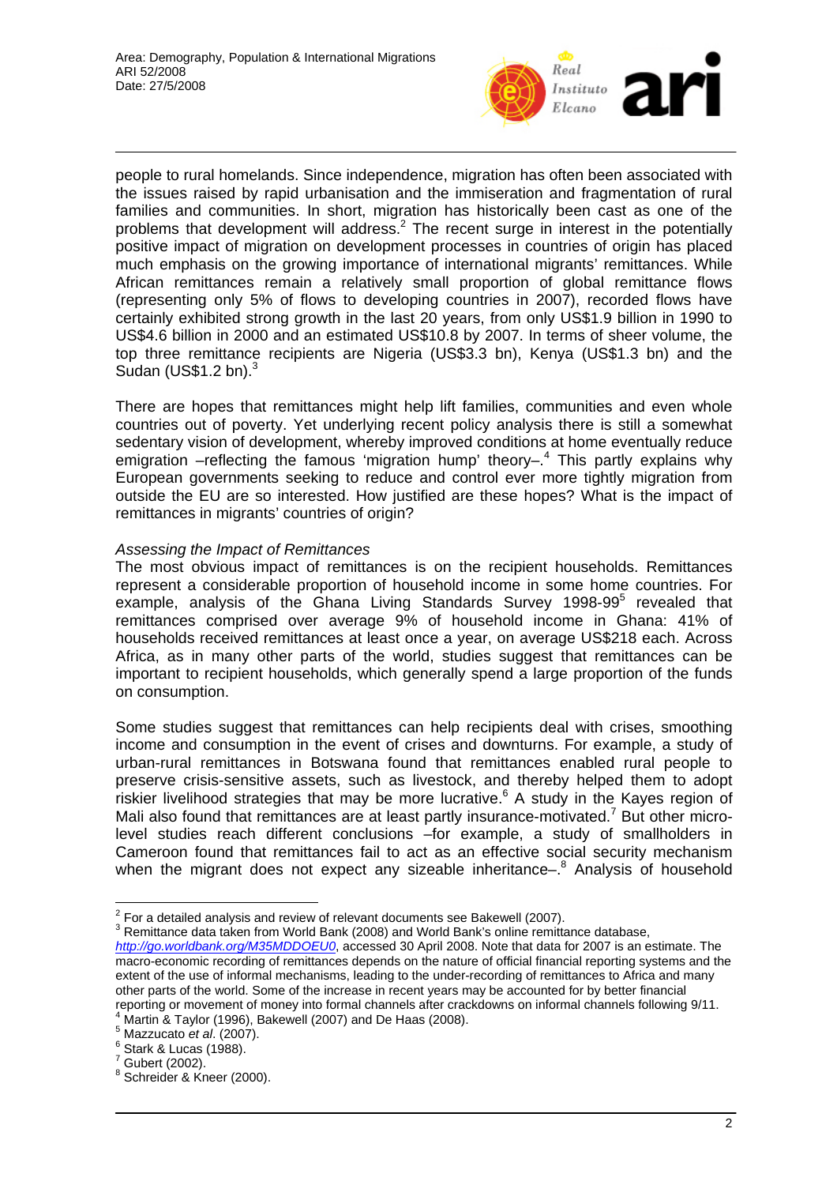people to rural homelands. Since independence, migration has often been associated with the issues raised by rapid urbanisation and the immiseration and fragmentation of rural families and communities. In short, migration has historically been cast as one of the problems that development will address.[2] The recent surge in interest in the potentially positive impact of migration on development processes in countries of origin has placed much emphasis on the growing importance of international migrants' remittances. While African remittances remain a relatively small proportion of global remittance flows (representing only 5% of flows to developing countries in 2007), recorded flows have certainly exhibited strong growth in the last 20 years, from only US$1.9 billion in 1990 to US$4.6 billion in 2000 and an estimated US$10.8 by 2007. In terms of sheer volume, the top three remittance recipients are Nigeria (US$3.3 bn), Kenya (US$1.3 bn) and the Sudan (US$1.2 bn).[3]

There are hopes that remittances might help lift families, communities and even whole countries out of poverty. Yet underlying recent policy analysis there is still a somewhat sedentary vision of development, whereby improved conditions at home eventually reduce emigration –reflecting the famous 'migration hump' theory–.[4] This partly explains why European governments seeking to reduce and control ever more tightly migration from outside the EU are so interested. How justified are these hopes? What is the impact of remittances in migrants' countries of origin?

*Assessing the Impact of Remittances*

The most obvious impact of remittances is on the recipient households. Remittances represent a considerable proportion of household income in some home countries. For example, analysis of the Ghana Living Standards Survey 1998-99[5] revealed that remittances comprised over average 9% of household income in Ghana: 41% of households received remittances at least once a year, on average US$218 each. Across Africa, as in many other parts of the world, studies suggest that remittances can be important to recipient households, which generally spend a large proportion of the funds on consumption.

Some studies suggest that remittances can help recipients deal with crises, smoothing income and consumption in the event of crises and downturns. For example, a study of urban-rural remittances in Botswana found that remittances enabled rural people to preserve crisis-sensitive assets, such as livestock, and thereby helped them to adopt riskier livelihood strategies that may be more lucrative.[6] A study in the Kayes region of Mali also found that remittances are at least partly insurance-motivated.[7] But other micro-level studies reach different conclusions –for example, a study of smallholders in Cameroon found that remittances fail to act as an effective social security mechanism when the migrant does not expect any sizeable inheritance–.[8] Analysis of household

---

[2] For a detailed analysis and review of relevant documents see Bakewell (2007).

[3] Remittance data taken from World Bank (2008) and World Bank's online remittance database, http://go.worldbank.org/M35MDDOEU0, accessed 30 April 2008. Note that data for 2007 is an estimate. The macro-economic recording of remittances depends on the nature of official financial reporting systems and the extent of the use of informal mechanisms, leading to the under-recording of remittances to Africa and many other parts of the world. Some of the increase in recent years may be accounted for by better financial reporting or movement of money into formal channels after crackdowns on informal channels following 9/11.

[4] Martin & Taylor (1996), Bakewell (2007) and De Haas (2008).

[5] Mazzucato *et al*. (2007).

[6] Stark & Lucas (1988).

[7] Gubert (2002).

[8] Schreider & Kneer (2000).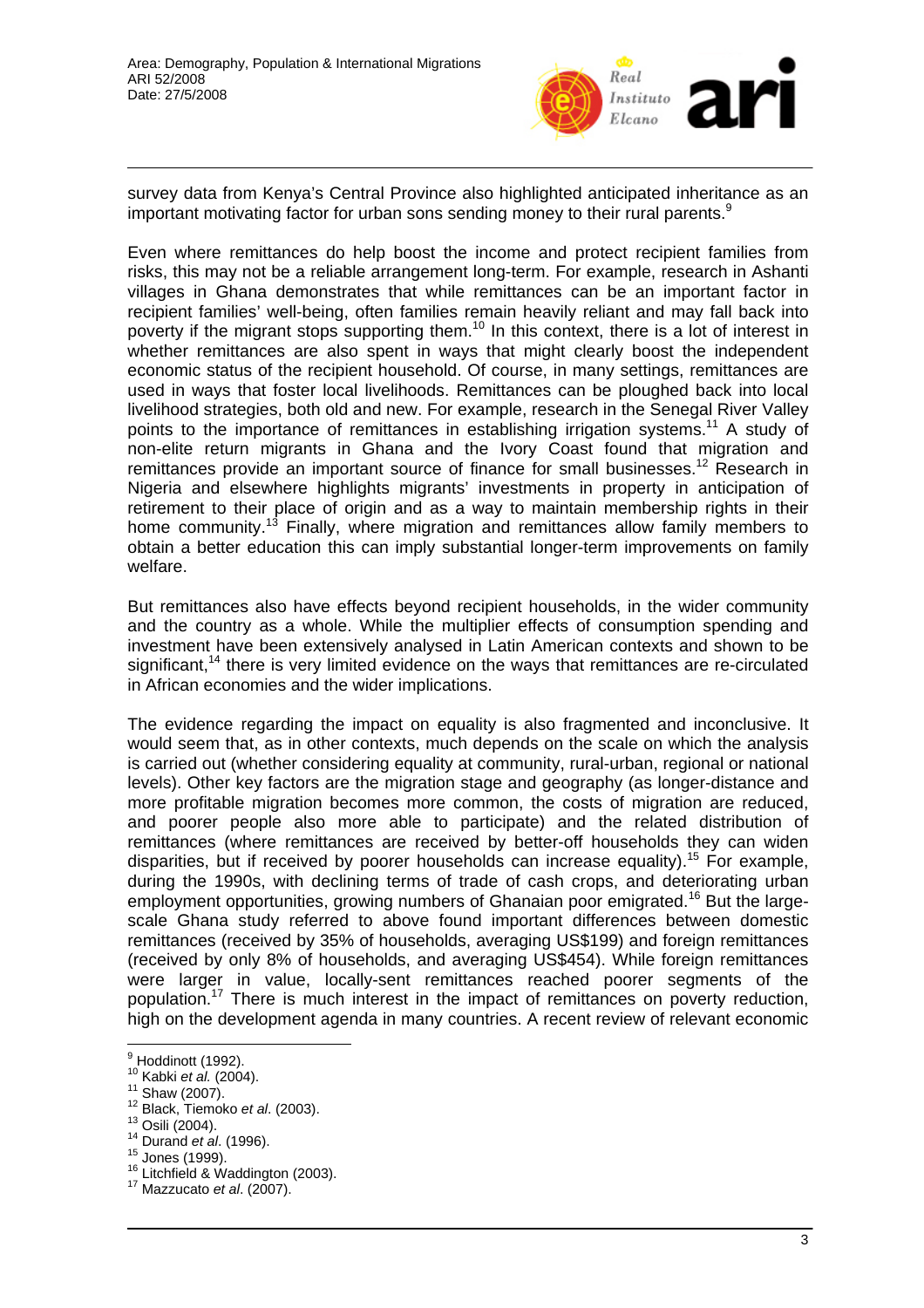survey data from Kenya's Central Province also highlighted anticipated inheritance as an important motivating factor for urban sons sending money to their rural parents.[9]

Even where remittances do help boost the income and protect recipient families from risks, this may not be a reliable arrangement long-term. For example, research in Ashanti villages in Ghana demonstrates that while remittances can be an important factor in recipient families' well-being, often families remain heavily reliant and may fall back into poverty if the migrant stops supporting them.[10] In this context, there is a lot of interest in whether remittances are also spent in ways that might clearly boost the independent economic status of the recipient household. Of course, in many settings, remittances are used in ways that foster local livelihoods. Remittances can be ploughed back into local livelihood strategies, both old and new. For example, research in the Senegal River Valley points to the importance of remittances in establishing irrigation systems.[11] A study of non-elite return migrants in Ghana and the Ivory Coast found that migration and remittances provide an important source of finance for small businesses.[12] Research in Nigeria and elsewhere highlights migrants' investments in property in anticipation of retirement to their place of origin and as a way to maintain membership rights in their home community.[13] Finally, where migration and remittances allow family members to obtain a better education this can imply substantial longer-term improvements on family welfare.

But remittances also have effects beyond recipient households, in the wider community and the country as a whole. While the multiplier effects of consumption spending and investment have been extensively analysed in Latin American contexts and shown to be significant,[14] there is very limited evidence on the ways that remittances are re-circulated in African economies and the wider implications.

The evidence regarding the impact on equality is also fragmented and inconclusive. It would seem that, as in other contexts, much depends on the scale on which the analysis is carried out (whether considering equality at community, rural-urban, regional or national levels). Other key factors are the migration stage and geography (as longer-distance and more profitable migration becomes more common, the costs of migration are reduced, and poorer people also more able to participate) and the related distribution of remittances (where remittances are received by better-off households they can widen disparities, but if received by poorer households can increase equality).[15] For example, during the 1990s, with declining terms of trade of cash crops, and deteriorating urban employment opportunities, growing numbers of Ghanaian poor emigrated.[16] But the large-scale Ghana study referred to above found important differences between domestic remittances (received by 35% of households, averaging US$199) and foreign remittances (received by only 8% of households, and averaging US$454). While foreign remittances were larger in value, locally-sent remittances reached poorer segments of the population.[17] There is much interest in the impact of remittances on poverty reduction, high on the development agenda in many countries. A recent review of relevant economic

---

[9] Hoddinott (1992).
[10] Kabki *et al.* (2004).
[11] Shaw (2007).
[12] Black, Tiemoko *et al*. (2003).
[13] Osili (2004).
[14] Durand *et al*. (1996).
[15] Jones (1999).
[16] Litchfield & Waddington (2003).
[17] Mazzucato *et al*. (2007).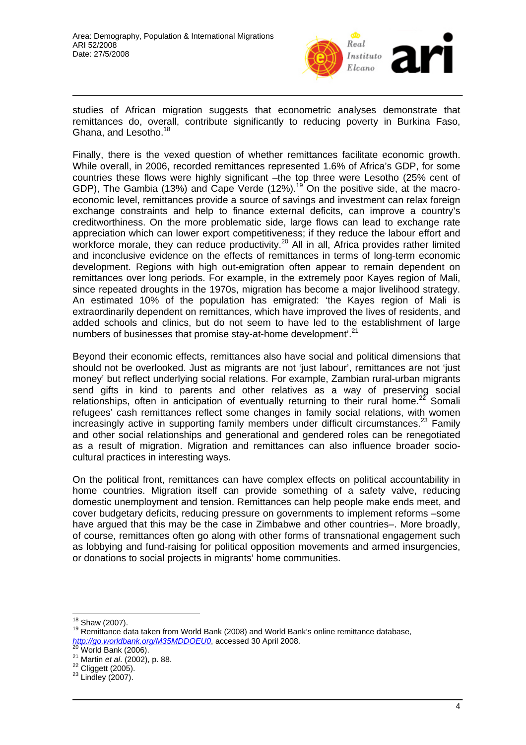studies of African migration suggests that econometric analyses demonstrate that remittances do, overall, contribute significantly to reducing poverty in Burkina Faso, Ghana, and Lesotho.[18]

Finally, there is the vexed question of whether remittances facilitate economic growth. While overall, in 2006, recorded remittances represented 1.6% of Africa's GDP, for some countries these flows were highly significant –the top three were Lesotho (25% cent of GDP), The Gambia (13%) and Cape Verde (12%).[19] On the positive side, at the macro-economic level, remittances provide a source of savings and investment can relax foreign exchange constraints and help to finance external deficits, can improve a country's creditworthiness. On the more problematic side, large flows can lead to exchange rate appreciation which can lower export competitiveness; if they reduce the labour effort and workforce morale, they can reduce productivity.[20] All in all, Africa provides rather limited and inconclusive evidence on the effects of remittances in terms of long-term economic development. Regions with high out-emigration often appear to remain dependent on remittances over long periods. For example, in the extremely poor Kayes region of Mali, since repeated droughts in the 1970s, migration has become a major livelihood strategy. An estimated 10% of the population has emigrated: 'the Kayes region of Mali is extraordinarily dependent on remittances, which have improved the lives of residents, and added schools and clinics, but do not seem to have led to the establishment of large numbers of businesses that promise stay-at-home development'.[21]

Beyond their economic effects, remittances also have social and political dimensions that should not be overlooked. Just as migrants are not 'just labour', remittances are not 'just money' but reflect underlying social relations. For example, Zambian rural-urban migrants send gifts in kind to parents and other relatives as a way of preserving social relationships, often in anticipation of eventually returning to their rural home.[22] Somali refugees' cash remittances reflect some changes in family social relations, with women increasingly active in supporting family members under difficult circumstances.[23] Family and other social relationships and generational and gendered roles can be renegotiated as a result of migration. Migration and remittances can also influence broader socio-cultural practices in interesting ways.

On the political front, remittances can have complex effects on political accountability in home countries. Migration itself can provide something of a safety valve, reducing domestic unemployment and tension. Remittances can help people make ends meet, and cover budgetary deficits, reducing pressure on governments to implement reforms –some have argued that this may be the case in Zimbabwe and other countries–. More broadly, of course, remittances often go along with other forms of transnational engagement such as lobbying and fund-raising for political opposition movements and armed insurgencies, or donations to social projects in migrants' home communities.

---

[18] Shaw (2007).

[19] Remittance data taken from World Bank (2008) and World Bank's online remittance database, http://go.worldbank.org/M35MDDOEU0, accessed 30 April 2008.

[20] World Bank (2006).

[21] Martin *et al.* (2002), p. 88.

[22] Cliggett (2005).

[23] Lindley (2007).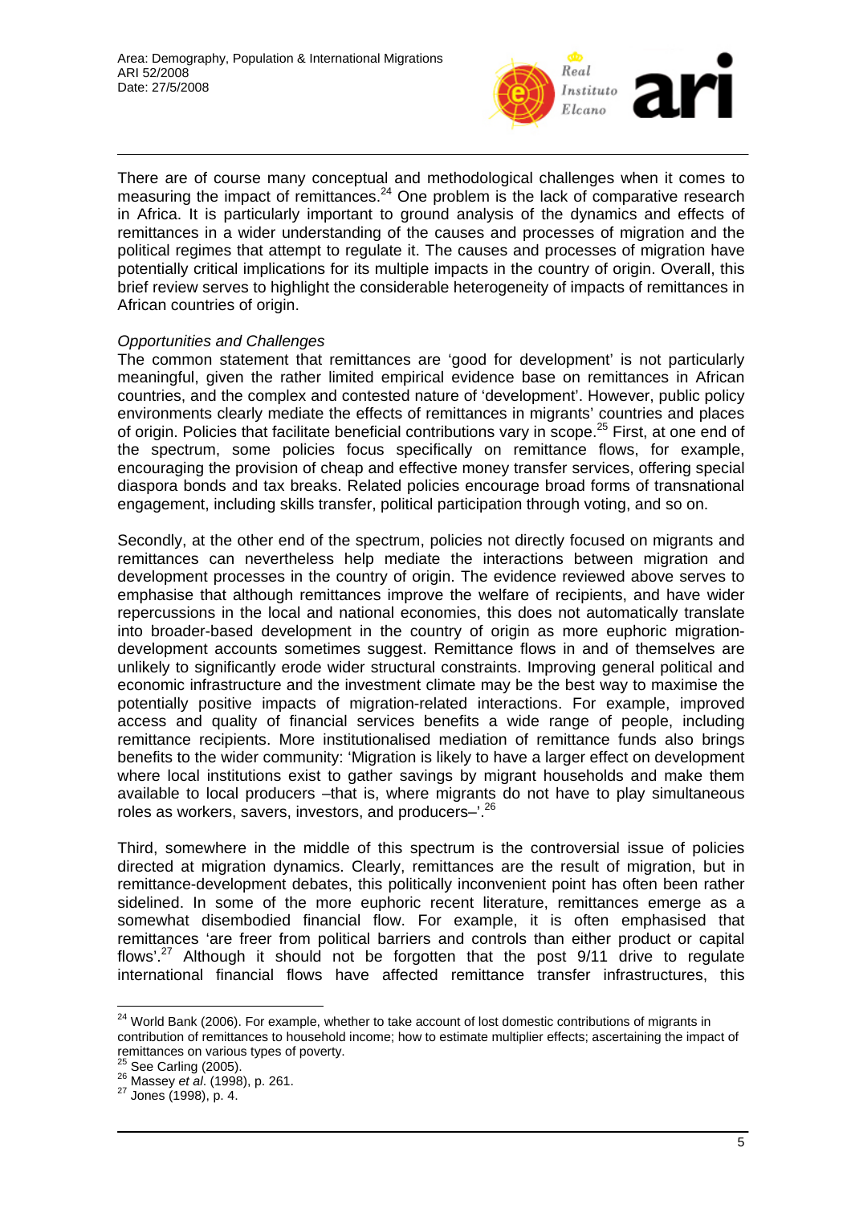There are of course many conceptual and methodological challenges when it comes to measuring the impact of remittances.[24] One problem is the lack of comparative research in Africa. It is particularly important to ground analysis of the dynamics and effects of remittances in a wider understanding of the causes and processes of migration and the political regimes that attempt to regulate it. The causes and processes of migration have potentially critical implications for its multiple impacts in the country of origin. Overall, this brief review serves to highlight the considerable heterogeneity of impacts of remittances in African countries of origin.

*Opportunities and Challenges*

The common statement that remittances are 'good for development' is not particularly meaningful, given the rather limited empirical evidence base on remittances in African countries, and the complex and contested nature of 'development'. However, public policy environments clearly mediate the effects of remittances in migrants' countries and places of origin. Policies that facilitate beneficial contributions vary in scope.[25] First, at one end of the spectrum, some policies focus specifically on remittance flows, for example, encouraging the provision of cheap and effective money transfer services, offering special diaspora bonds and tax breaks. Related policies encourage broad forms of transnational engagement, including skills transfer, political participation through voting, and so on.

Secondly, at the other end of the spectrum, policies not directly focused on migrants and remittances can nevertheless help mediate the interactions between migration and development processes in the country of origin. The evidence reviewed above serves to emphasise that although remittances improve the welfare of recipients, and have wider repercussions in the local and national economies, this does not automatically translate into broader-based development in the country of origin as more euphoric migration-development accounts sometimes suggest. Remittance flows in and of themselves are unlikely to significantly erode wider structural constraints. Improving general political and economic infrastructure and the investment climate may be the best way to maximise the potentially positive impacts of migration-related interactions. For example, improved access and quality of financial services benefits a wide range of people, including remittance recipients. More institutionalised mediation of remittance funds also brings benefits to the wider community: 'Migration is likely to have a larger effect on development where local institutions exist to gather savings by migrant households and make them available to local producers –that is, where migrants do not have to play simultaneous roles as workers, savers, investors, and producers–'.[26]

Third, somewhere in the middle of this spectrum is the controversial issue of policies directed at migration dynamics. Clearly, remittances are the result of migration, but in remittance-development debates, this politically inconvenient point has often been rather sidelined. In some of the more euphoric recent literature, remittances emerge as a somewhat disembodied financial flow. For example, it is often emphasised that remittances 'are freer from political barriers and controls than either product or capital flows'.[27] Although it should not be forgotten that the post 9/11 drive to regulate international financial flows have affected remittance transfer infrastructures, this

---

[24] World Bank (2006). For example, whether to take account of lost domestic contributions of migrants in contribution of remittances to household income; how to estimate multiplier effects; ascertaining the impact of remittances on various types of poverty.

[25] See Carling (2005).

[26] Massey *et al*. (1998), p. 261.

[27] Jones (1998), p. 4.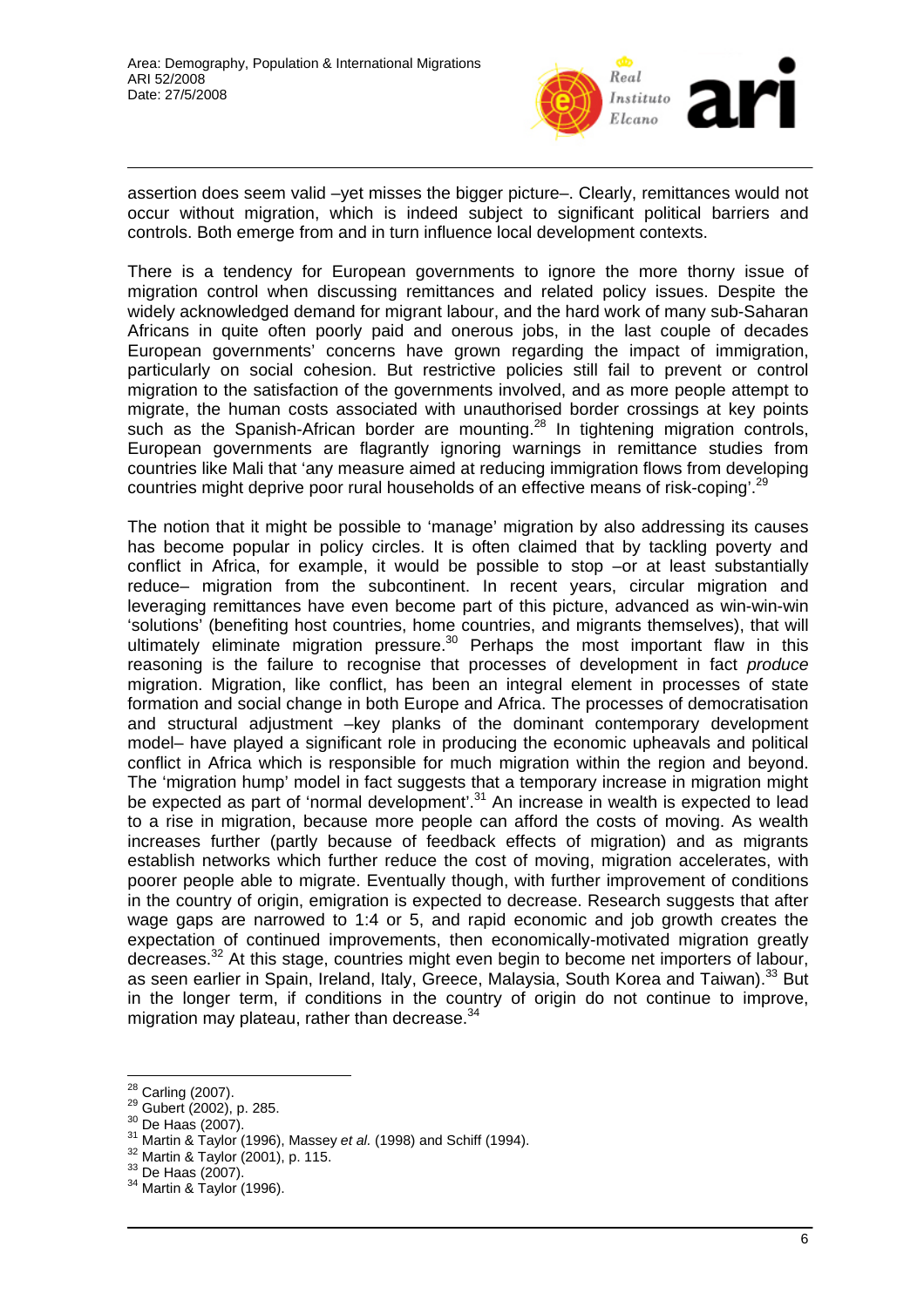assertion does seem valid –yet misses the bigger picture–. Clearly, remittances would not occur without migration, which is indeed subject to significant political barriers and controls. Both emerge from and in turn influence local development contexts.

There is a tendency for European governments to ignore the more thorny issue of migration control when discussing remittances and related policy issues. Despite the widely acknowledged demand for migrant labour, and the hard work of many sub-Saharan Africans in quite often poorly paid and onerous jobs, in the last couple of decades European governments' concerns have grown regarding the impact of immigration, particularly on social cohesion. But restrictive policies still fail to prevent or control migration to the satisfaction of the governments involved, and as more people attempt to migrate, the human costs associated with unauthorised border crossings at key points such as the Spanish-African border are mounting.[28] In tightening migration controls, European governments are flagrantly ignoring warnings in remittance studies from countries like Mali that 'any measure aimed at reducing immigration flows from developing countries might deprive poor rural households of an effective means of risk-coping'.[29]

The notion that it might be possible to 'manage' migration by also addressing its causes has become popular in policy circles. It is often claimed that by tackling poverty and conflict in Africa, for example, it would be possible to stop –or at least substantially reduce– migration from the subcontinent. In recent years, circular migration and leveraging remittances have even become part of this picture, advanced as win-win-win 'solutions' (benefiting host countries, home countries, and migrants themselves), that will ultimately eliminate migration pressure.[30] Perhaps the most important flaw in this reasoning is the failure to recognise that processes of development in fact *produce* migration. Migration, like conflict, has been an integral element in processes of state formation and social change in both Europe and Africa. The processes of democratisation and structural adjustment –key planks of the dominant contemporary development model– have played a significant role in producing the economic upheavals and political conflict in Africa which is responsible for much migration within the region and beyond. The 'migration hump' model in fact suggests that a temporary increase in migration might be expected as part of 'normal development'.[31] An increase in wealth is expected to lead to a rise in migration, because more people can afford the costs of moving. As wealth increases further (partly because of feedback effects of migration) and as migrants establish networks which further reduce the cost of moving, migration accelerates, with poorer people able to migrate. Eventually though, with further improvement of conditions in the country of origin, emigration is expected to decrease. Research suggests that after wage gaps are narrowed to 1:4 or 5, and rapid economic and job growth creates the expectation of continued improvements, then economically-motivated migration greatly decreases.[32] At this stage, countries might even begin to become net importers of labour, as seen earlier in Spain, Ireland, Italy, Greece, Malaysia, South Korea and Taiwan).[33] But in the longer term, if conditions in the country of origin do not continue to improve, migration may plateau, rather than decrease.[34]

[28] Carling (2007).
[29] Gubert (2002), p. 285.
[30] De Haas (2007).
[31] Martin & Taylor (1996), Massey *et al.* (1998) and Schiff (1994).
[32] Martin & Taylor (2001), p. 115.
[33] De Haas (2007).
[34] Martin & Taylor (1996).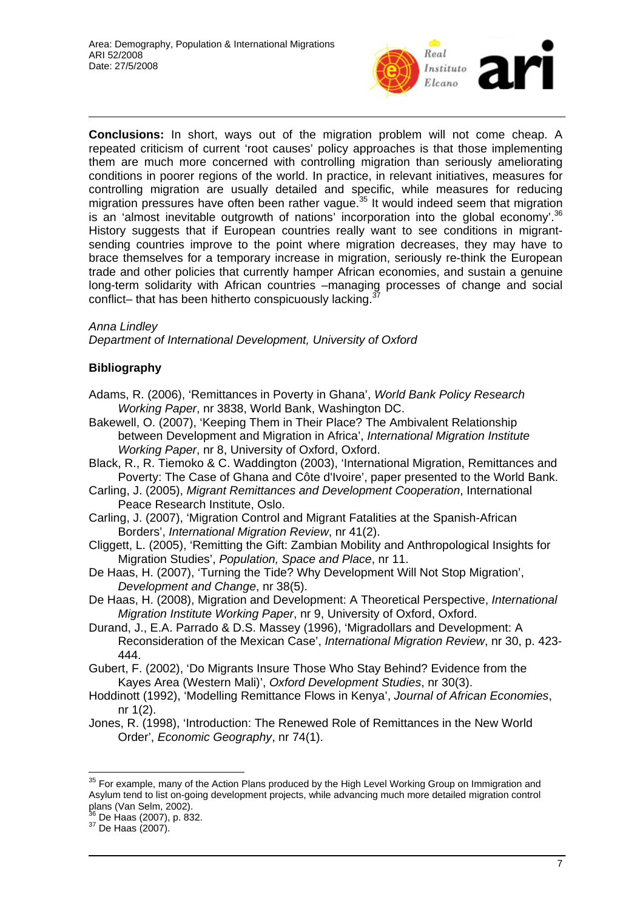**Conclusions:** In short, ways out of the migration problem will not come cheap. A repeated criticism of current 'root causes' policy approaches is that those implementing them are much more concerned with controlling migration than seriously ameliorating conditions in poorer regions of the world. In practice, in relevant initiatives, measures for controlling migration are usually detailed and specific, while measures for reducing migration pressures have often been rather vague.[35] It would indeed seem that migration is an 'almost inevitable outgrowth of nations' incorporation into the global economy'.[36] History suggests that if European countries really want to see conditions in migrant-sending countries improve to the point where migration decreases, they may have to brace themselves for a temporary increase in migration, seriously re-think the European trade and other policies that currently hamper African economies, and sustain a genuine long-term solidarity with African countries –managing processes of change and social conflict– that has been hitherto conspicuously lacking.[37]

*Anna Lindley*
*Department of International Development, University of Oxford*

## Bibliography

Adams, R. (2006), 'Remittances in Poverty in Ghana', *World Bank Policy Research Working Paper*, nr 3838, World Bank, Washington DC.

Bakewell, O. (2007), 'Keeping Them in Their Place? The Ambivalent Relationship between Development and Migration in Africa', *International Migration Institute Working Paper*, nr 8, University of Oxford, Oxford.

Black, R., R. Tiemoko & C. Waddington (2003), 'International Migration, Remittances and Poverty: The Case of Ghana and Côte d'Ivoire', paper presented to the World Bank.

Carling, J. (2005), *Migrant Remittances and Development Cooperation*, International Peace Research Institute, Oslo.

Carling, J. (2007), 'Migration Control and Migrant Fatalities at the Spanish-African Borders', *International Migration Review*, nr 41(2).

Cliggett, L. (2005), 'Remitting the Gift: Zambian Mobility and Anthropological Insights for Migration Studies', *Population, Space and Place*, nr 11.

De Haas, H. (2007), 'Turning the Tide? Why Development Will Not Stop Migration', *Development and Change*, nr 38(5).

De Haas, H. (2008), Migration and Development: A Theoretical Perspective, *International Migration Institute Working Paper*, nr 9, University of Oxford, Oxford.

Durand, J., E.A. Parrado & D.S. Massey (1996), 'Migradollars and Development: A Reconsideration of the Mexican Case', *International Migration Review*, nr 30, p. 423-444.

Gubert, F. (2002), 'Do Migrants Insure Those Who Stay Behind? Evidence from the Kayes Area (Western Mali)', *Oxford Development Studies*, nr 30(3).

Hoddinott (1992), 'Modelling Remittance Flows in Kenya', *Journal of African Economies*, nr 1(2).

Jones, R. (1998), 'Introduction: The Renewed Role of Remittances in the New World Order', *Economic Geography*, nr 74(1).

---

[35] For example, many of the Action Plans produced by the High Level Working Group on Immigration and Asylum tend to list on-going development projects, while advancing much more detailed migration control plans (Van Selm, 2002).

[36] De Haas (2007), p. 832.

[37] De Haas (2007).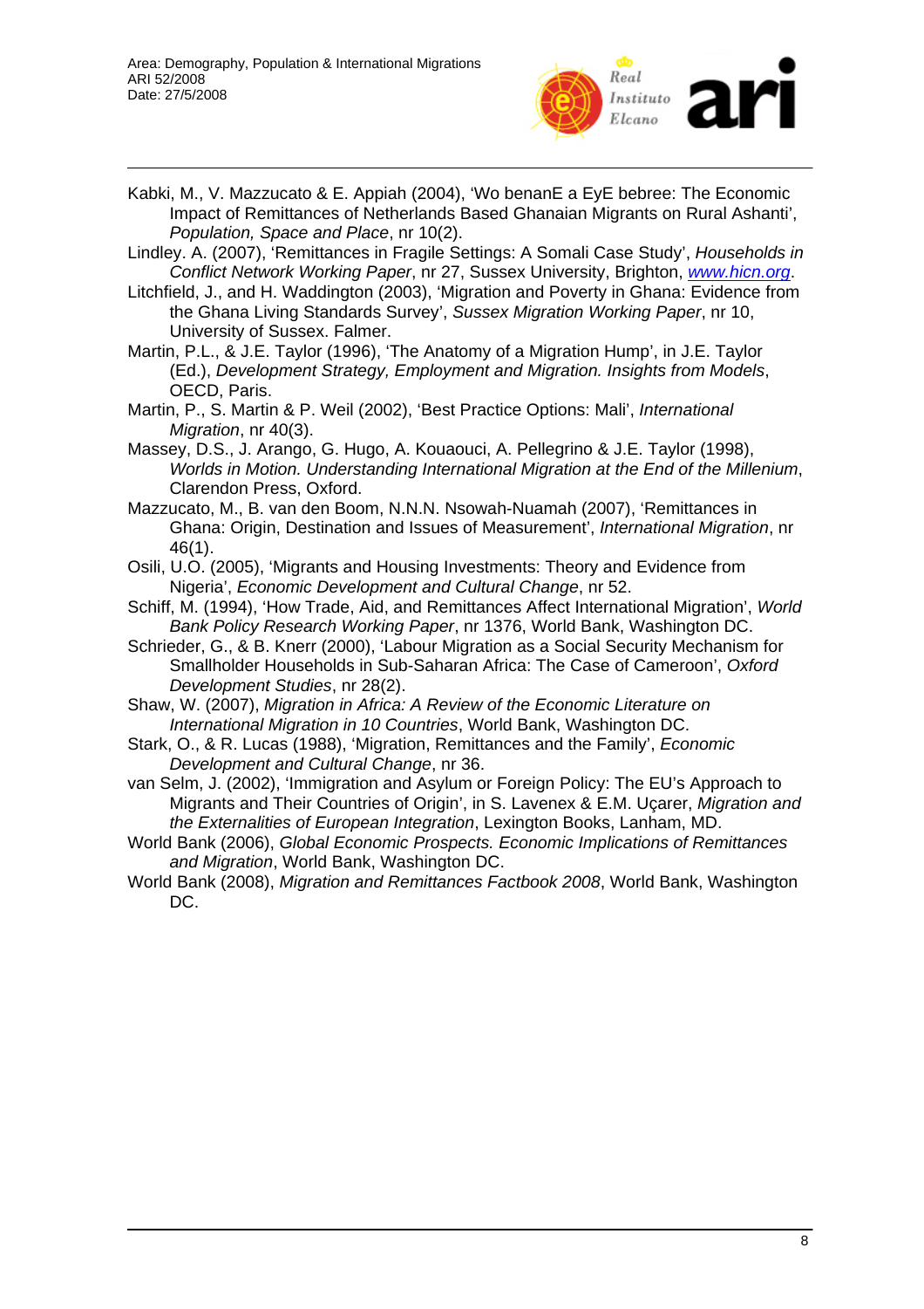Kabki, M., V. Mazzucato & E. Appiah (2004), 'Wo benanE a EyE bebree: The Economic Impact of Remittances of Netherlands Based Ghanaian Migrants on Rural Ashanti', *Population, Space and Place*, nr 10(2).

Lindley. A. (2007), 'Remittances in Fragile Settings: A Somali Case Study', *Households in Conflict Network Working Paper*, nr 27, Sussex University, Brighton, *www.hicn.org*.

Litchfield, J., and H. Waddington (2003), 'Migration and Poverty in Ghana: Evidence from the Ghana Living Standards Survey', *Sussex Migration Working Paper*, nr 10, University of Sussex. Falmer.

Martin, P.L., & J.E. Taylor (1996), 'The Anatomy of a Migration Hump', in J.E. Taylor (Ed.), *Development Strategy, Employment and Migration. Insights from Models*, OECD, Paris.

Martin, P., S. Martin & P. Weil (2002), 'Best Practice Options: Mali', *International Migration*, nr 40(3).

Massey, D.S., J. Arango, G. Hugo, A. Kouaouci, A. Pellegrino & J.E. Taylor (1998), *Worlds in Motion. Understanding International Migration at the End of the Millenium*, Clarendon Press, Oxford.

Mazzucato, M., B. van den Boom, N.N.N. Nsowah-Nuamah (2007), 'Remittances in Ghana: Origin, Destination and Issues of Measurement', *International Migration*, nr 46(1).

Osili, U.O. (2005), 'Migrants and Housing Investments: Theory and Evidence from Nigeria', *Economic Development and Cultural Change*, nr 52.

Schiff, M. (1994), 'How Trade, Aid, and Remittances Affect International Migration', *World Bank Policy Research Working Paper*, nr 1376, World Bank, Washington DC.

Schrieder, G., & B. Knerr (2000), 'Labour Migration as a Social Security Mechanism for Smallholder Households in Sub-Saharan Africa: The Case of Cameroon', *Oxford Development Studies*, nr 28(2).

Shaw, W. (2007), *Migration in Africa: A Review of the Economic Literature on International Migration in 10 Countries*, World Bank, Washington DC.

Stark, O., & R. Lucas (1988), 'Migration, Remittances and the Family', *Economic Development and Cultural Change*, nr 36.

van Selm, J. (2002), 'Immigration and Asylum or Foreign Policy: The EU's Approach to Migrants and Their Countries of Origin', in S. Lavenex & E.M. Uçarer, *Migration and the Externalities of European Integration*, Lexington Books, Lanham, MD.

World Bank (2006), *Global Economic Prospects. Economic Implications of Remittances and Migration*, World Bank, Washington DC.

World Bank (2008), *Migration and Remittances Factbook 2008*, World Bank, Washington DC.